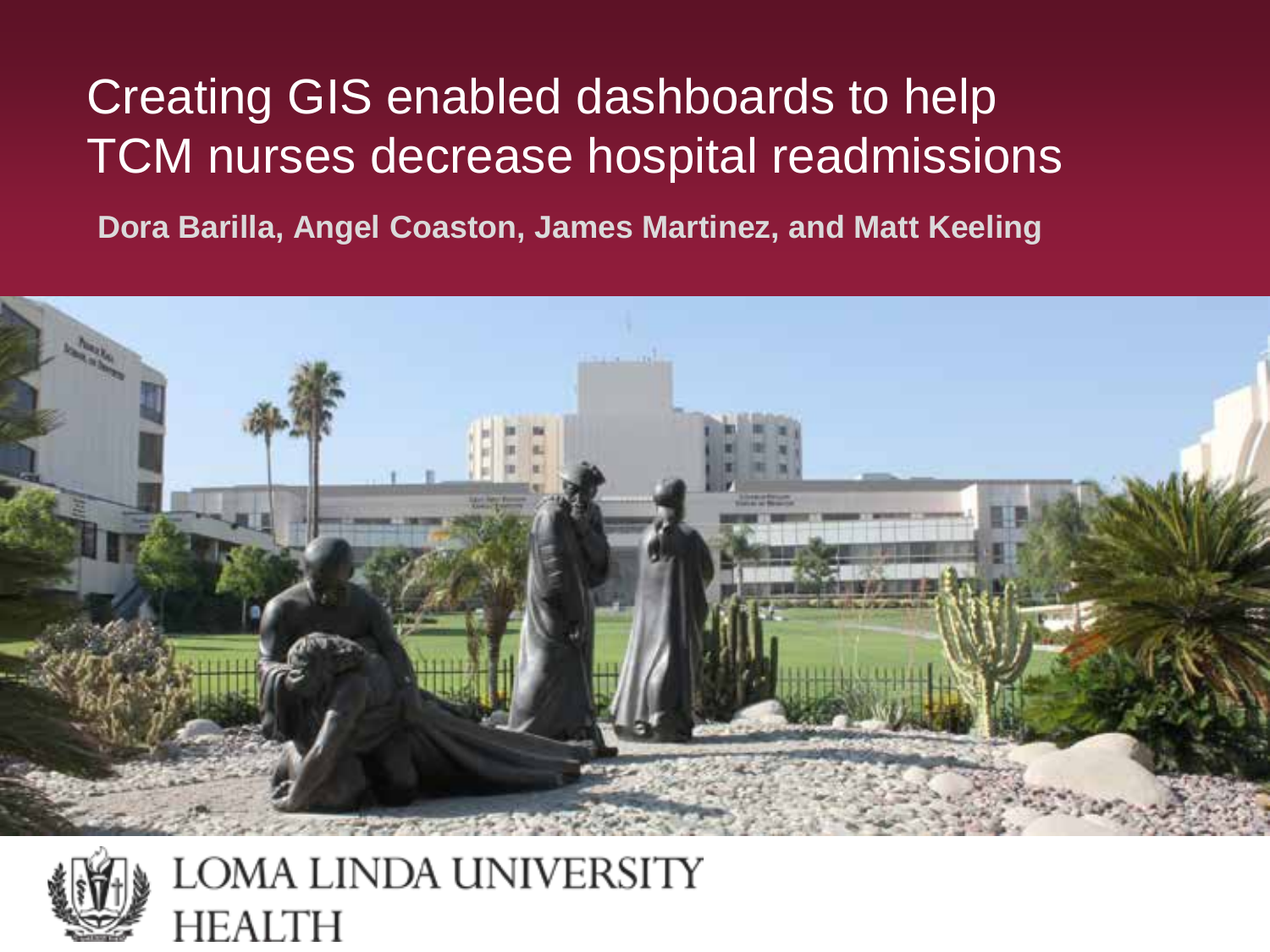# Creating GIS enabled dashboards to help TCM nurses decrease hospital readmissions

**Dora Barilla, Angel Coaston, James Martinez, and Matt Keeling**

LOMA LINDA UNIVERSITY HEALTH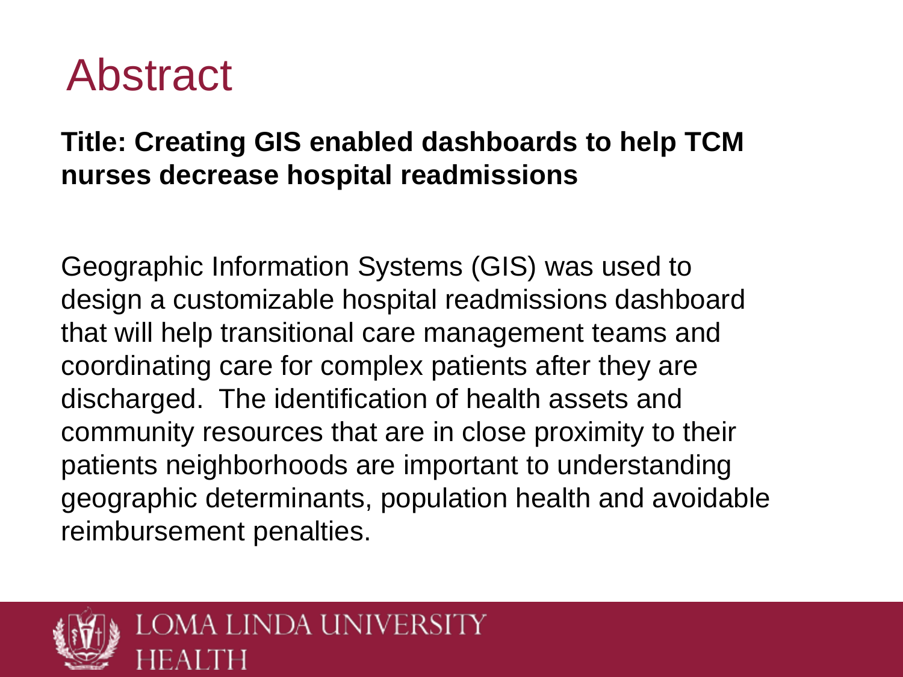# Abstract

**Title: Creating GIS enabled dashboards to help TCM nurses decrease hospital readmissions**

Geographic Information Systems (GIS) was used to design a customizable hospital readmissions dashboard that will help transitional care management teams and coordinating care for complex patients after they are discharged. The identification of health assets and community resources that are in close proximity to their patients neighborhoods are important to understanding geographic determinants, population health and avoidable reimbursement penalties.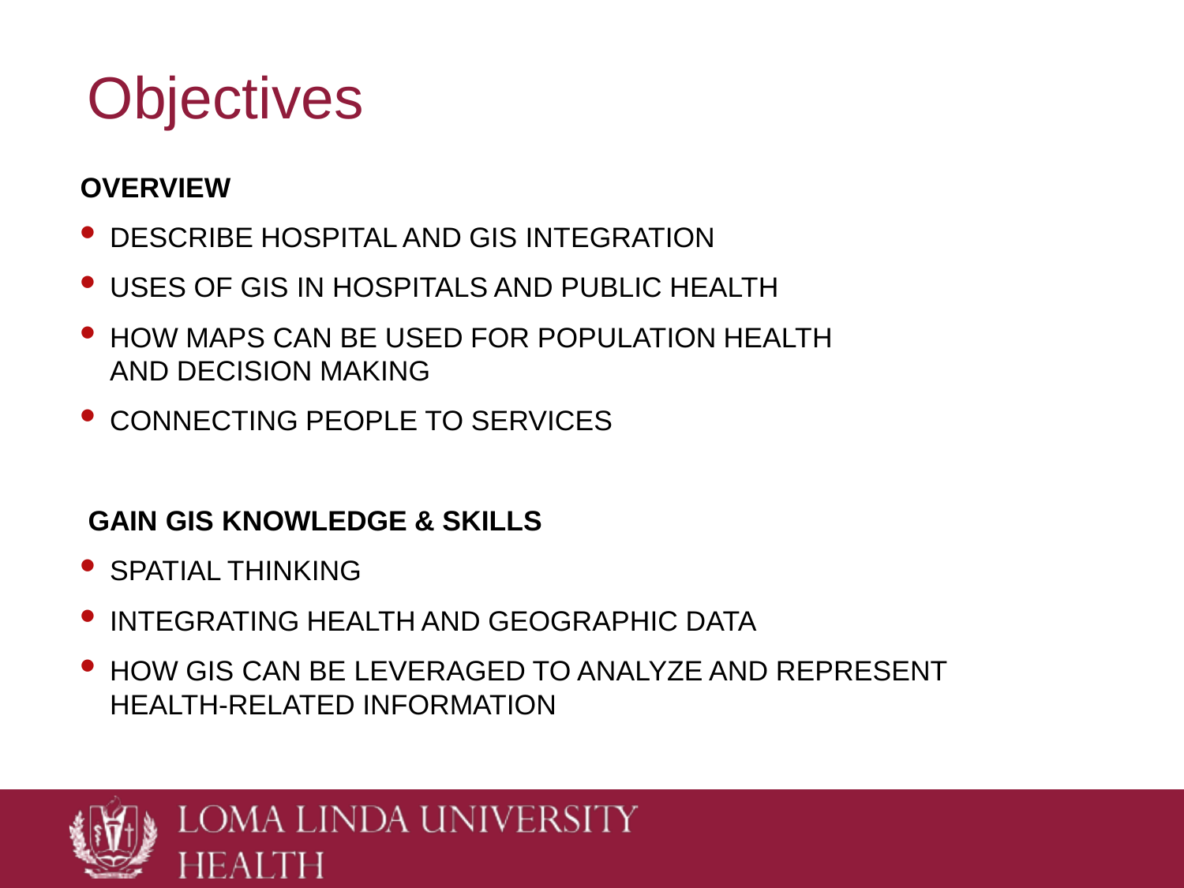# Objectives

**OVERVIEW**

- DESCRIBE HOSPITAL AND GIS INTEGRATION
- USES OF GIS IN HOSPITALS AND PUBLIC HEALTH
- HOW MAPS CAN BE USED FOR POPULATION HEALTH AND DECISION MAKING
- CONNECTING PEOPLE TO SERVICES

**GAIN GIS KNOWLEDGE & SKILLS**

- SPATIAL THINKING
- INTEGRATING HEALTH AND GEOGRAPHIC DATA
- HOW GIS CAN BE LEVERAGED TO ANALYZE AND REPRESENT HEALTH-RELATED INFORMATION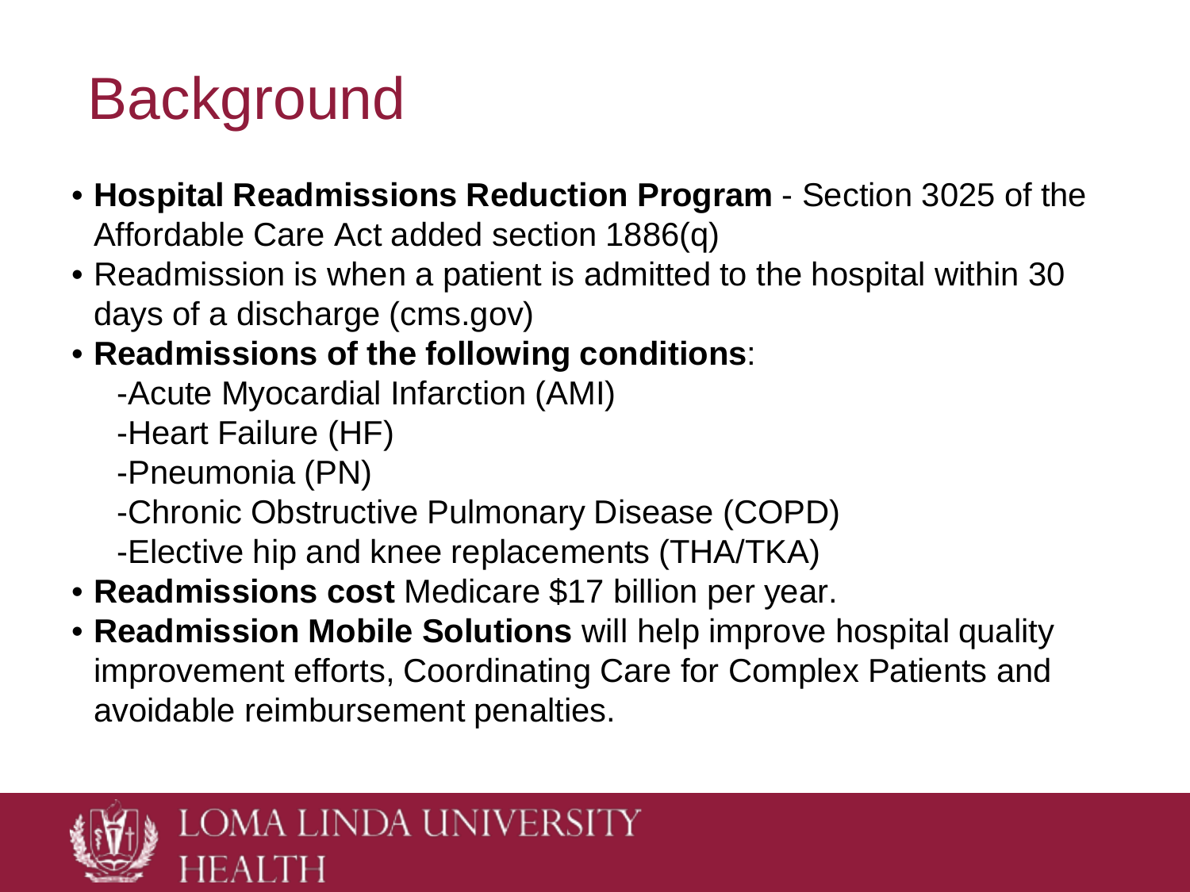# Background

- **Hospital Readmissions Reduction Program** - Section 3025 of the Affordable Care Act added section 1886(q)
- Readmission is when a patient is admitted to the hospital within 30 days of a discharge (cms.gov)
- **Readmissions of the following conditions**:
  - -Acute Myocardial Infarction (AMI)
  - -Heart Failure (HF)
  - -Pneumonia (PN)
  - -Chronic Obstructive Pulmonary Disease (COPD)
  - -Elective hip and knee replacements (THA/TKA)
- **Readmissions cost** Medicare $17 billion per year.
- **Readmission Mobile Solutions** will help improve hospital quality improvement efforts, Coordinating Care for Complex Patients and avoidable reimbursement penalties.

LOMA LINDA UNIVERSITY HEALTH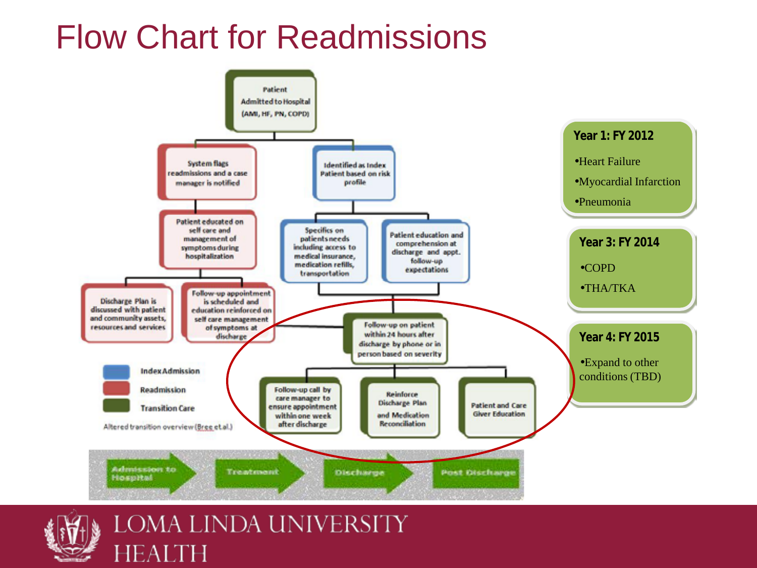# Flow Chart for Readmissions

Patient Admitted to Hospital (AMI, HF, PN, COPD)

- System flags readmissions and a case manager is notified
  - Patient educated on self care and management of symptoms during hospitalization
    - Discharge Plan is discussed with patient and community assets, resources and services
    - Follow-up appointment is scheduled and education reinforced on self care management of symptoms at discharge
- Identified as Index Patient based on risk profile
  - Specifics on patients needs including access to medical insurance, medication refills, transportation
  - Patient education and comprehension at discharge and appt. follow-up expectations

Follow-up on patient within 24 hours after discharge by phone or in person based on severity

- Follow-up call by care manager to ensure appointment within one week after discharge
- Reinforce Discharge Plan and Medication Reconciliation
- Patient and Care Giver Education

Legend:

- Index Admission
- Readmission
- Transition Care

Altered transition overview (Bree et al.)

Admission to Hospital → Treatment → Discharge → Post Discharge

**Year 1: FY 2012**

- Heart Failure
- Myocardial Infarction
- Pneumonia

**Year 3: FY 2014**

- COPD
- THA/TKA

**Year 4: FY 2015**

- Expand to other conditions (TBD)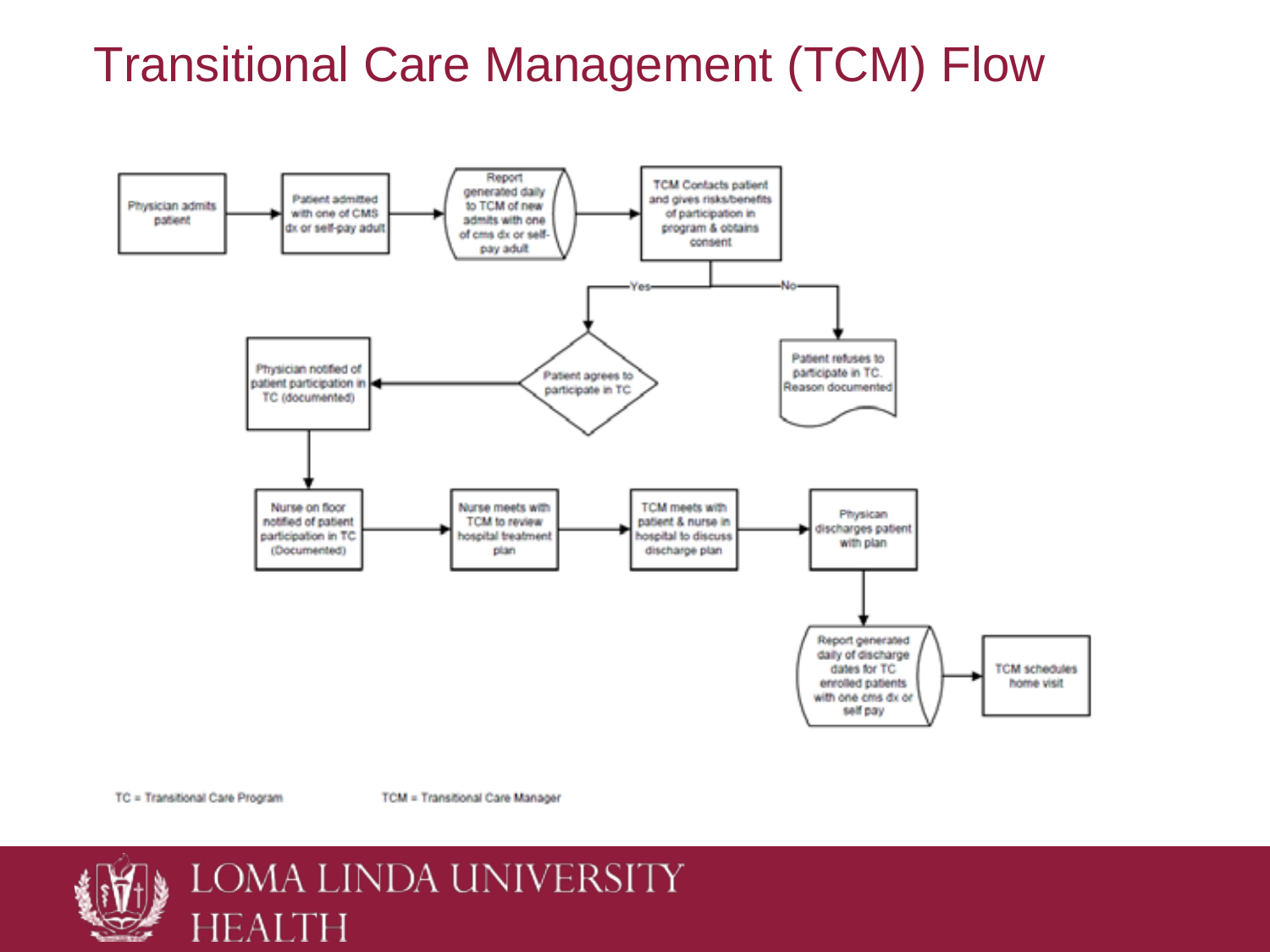# Transitional Care Management (TCM) Flow

Physician admits patient → Patient admitted with one of CMS dx or self-pay adult → Report generated daily to TCM of new admits with one of cms dx or self-pay adult → TCM Contacts patient and gives risks/benefits of participation in program & obtains consent

- Yes → Patient agrees to participate in TC → Physician notified of patient participation in TC (documented)
- No → Patient refuses to participate in TC. Reason documented

Physician notified of patient participation in TC (documented) → Nurse on floor notified of patient participation in TC (Documented) → Nurse meets with TCM to review hospital treatment plan → TCM meets with patient & nurse in hospital to discuss discharge plan → Physican discharges patient with plan → Report generated daily of discharge dates for TC enrolled patients with one cms dx or self pay → TCM schedules home visit

TC = Transitional Care Program

TCM = Transitional Care Manager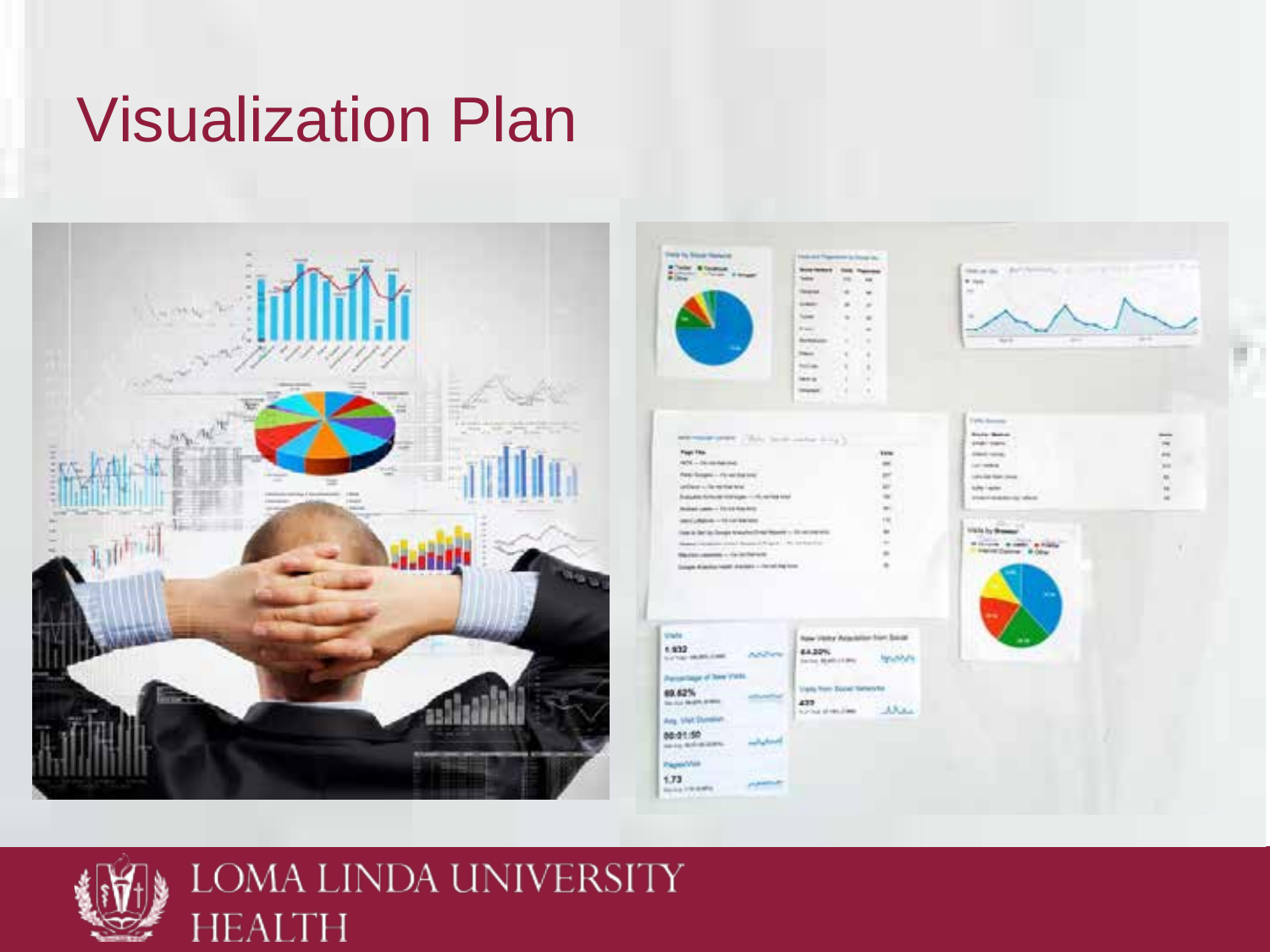# Visualization Plan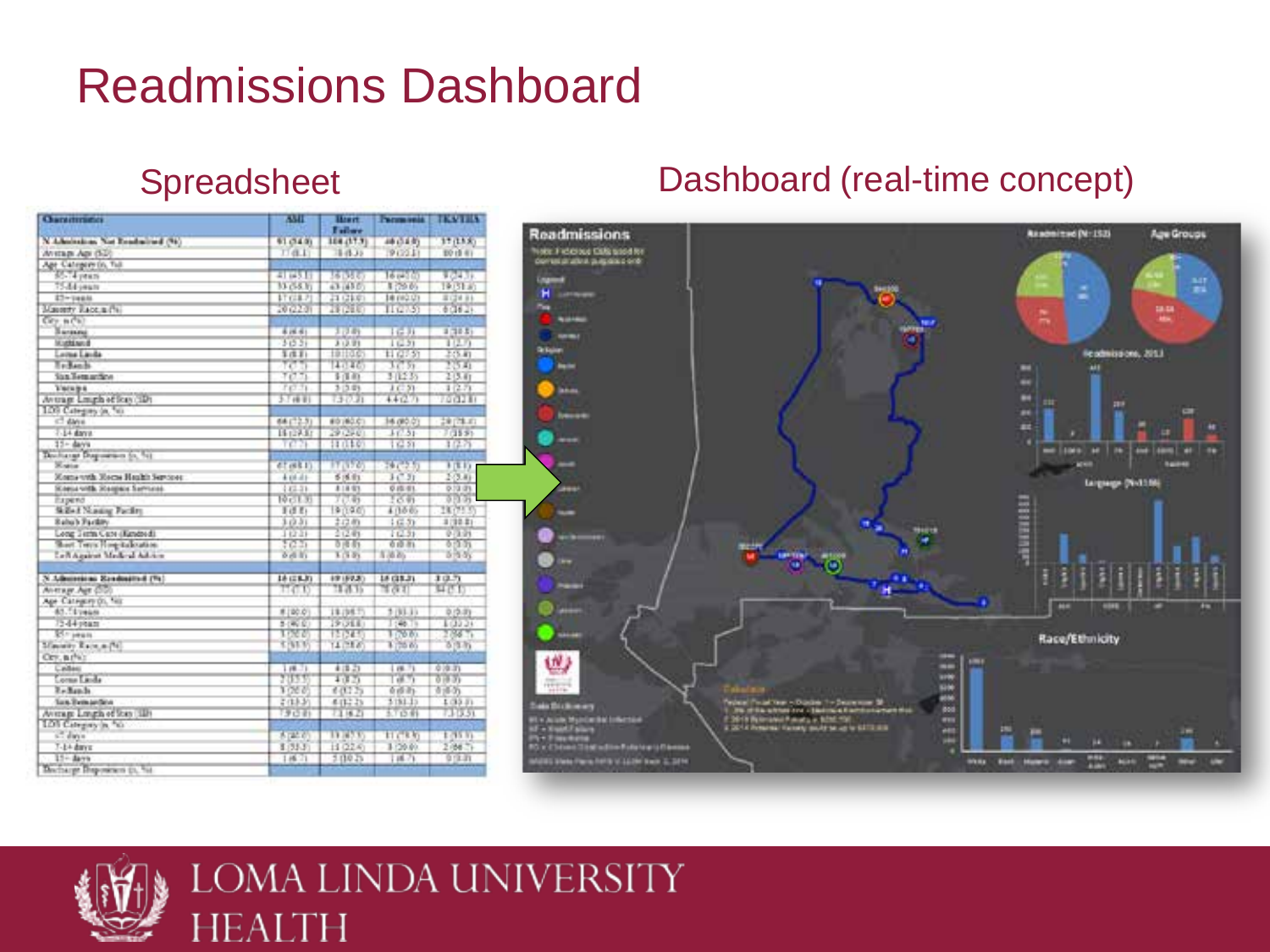# Readmissions Dashboard

## Spreadsheet

## Dashboard (real-time concept)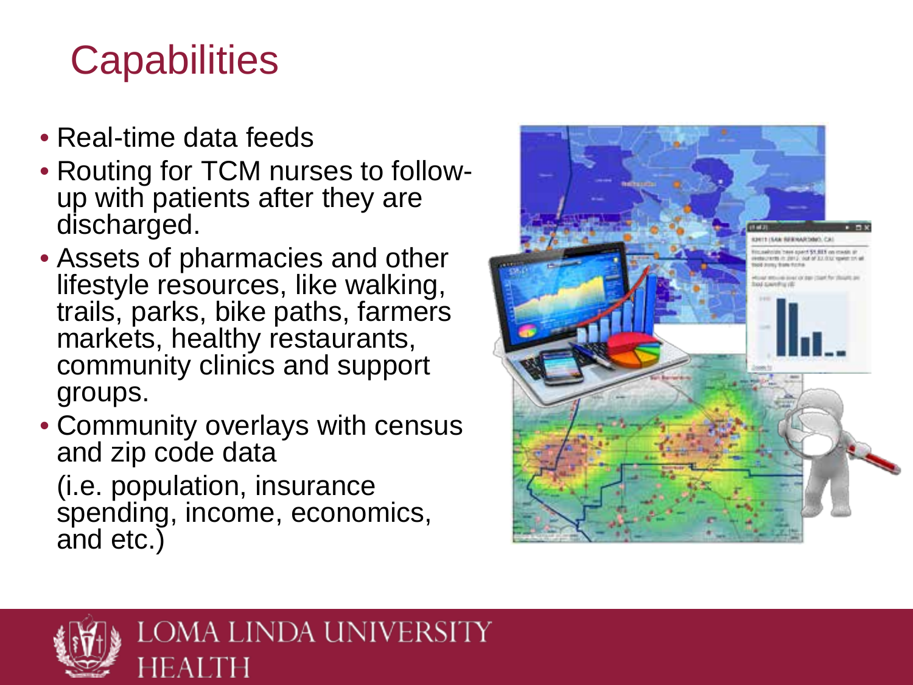# Capabilities

- Real-time data feeds
- Routing for TCM nurses to follow-up with patients after they are discharged.
- Assets of pharmacies and other lifestyle resources, like walking, trails, parks, bike paths, farmers markets, healthy restaurants, community clinics and support groups.
- Community overlays with census and zip code data

  (i.e. population, insurance spending, income, economics, and etc.)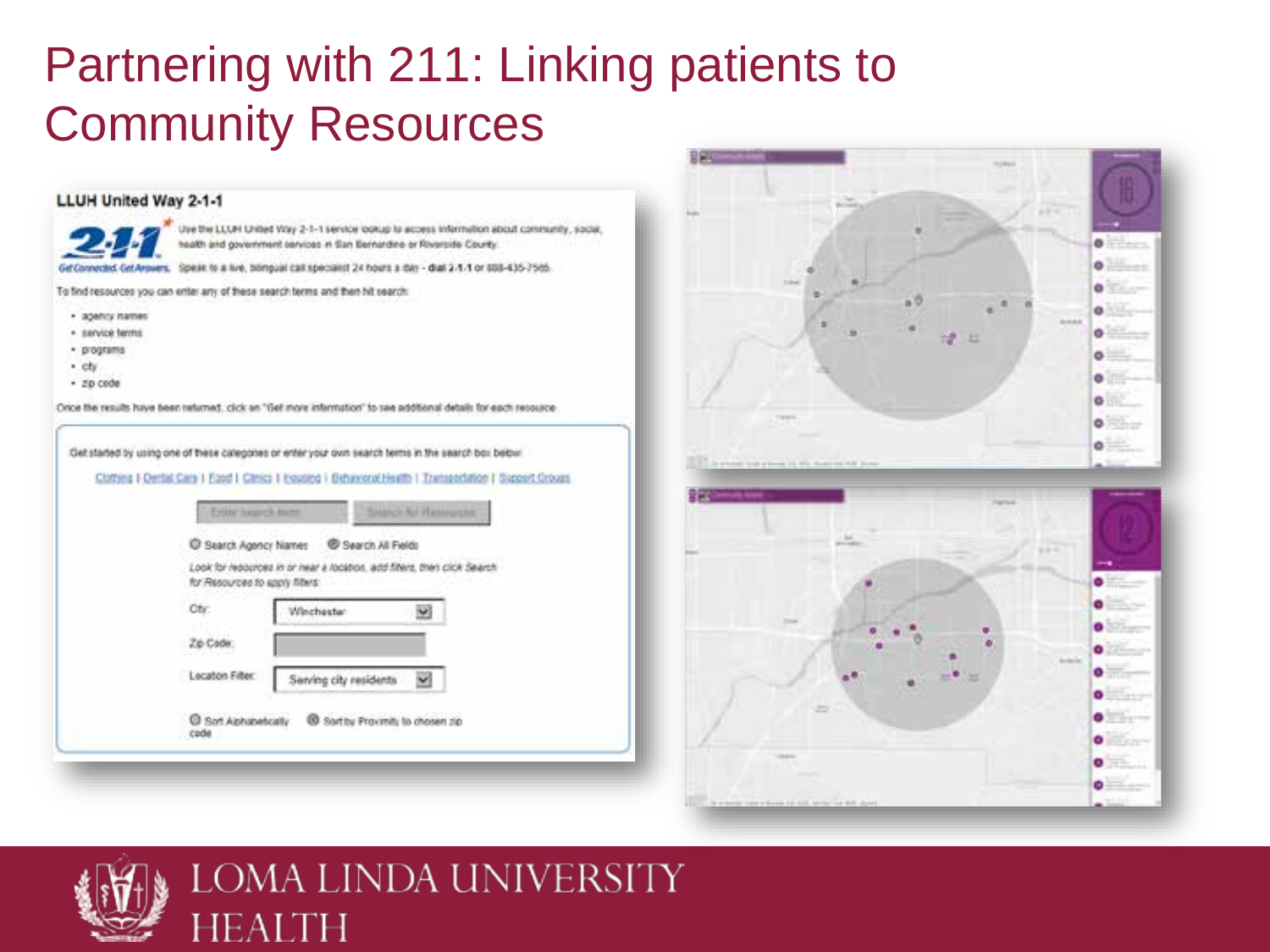# Partnering with 211: Linking patients to Community Resources

## LLUH United Way 2-1-1

Use the LLUH United Way 2-1-1 service lookup to access information about community, social, health and government services in San Bernardino or Riverside County.

Get Connected. Get Answers. Speak to a live, bilingual call specialist 24 hours a day - dial 2-1-1 or 888-435-7565.

To find resources you can enter any of these search terms and then hit search:

- agency names
- service terms
- programs
- city
- zip code

Once the results have been returned, click on "Get more information" to see additional details for each resource.

Get started by using one of these categories or enter your own search terms in the search box below:

Clothing | Dental Care | Food | Clinics | Housing | Behavioral Health | Transportation | Support Groups

Enter search term | Search for Resources

Search Agency Names | Search All Fields

*Look for resources in or near a location, add filters, then click Search for Resources to apply filters.*

City: Winchester

Zip Code:

Location Filter: Serving city residents

Sort Alphabetically | Sort by Proximity to chosen zip code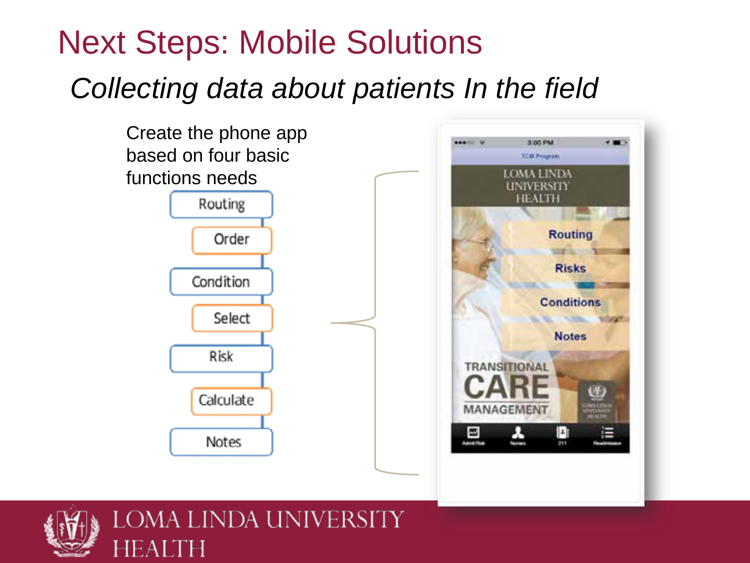# Next Steps: Mobile Solutions

*Collecting data about patients In the field*

Create the phone app based on four basic functions needs

- Routing
- Order
- Condition
- Select
- Risk
- Calculate
- Notes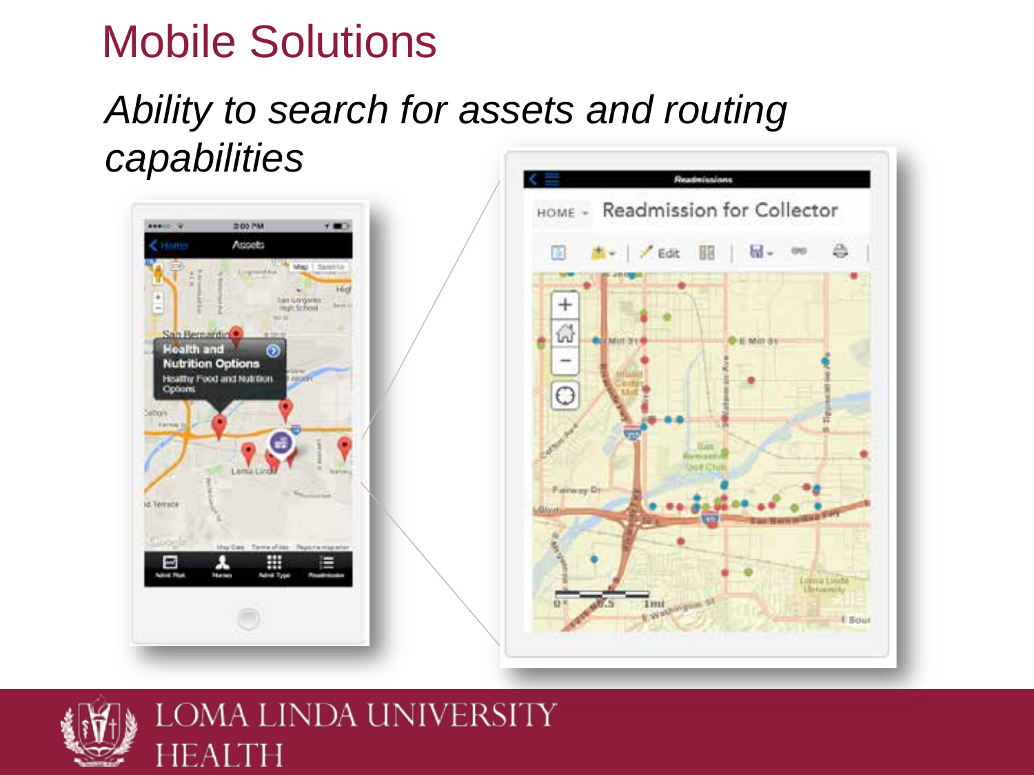# Mobile Solutions

*Ability to search for assets and routing capabilities*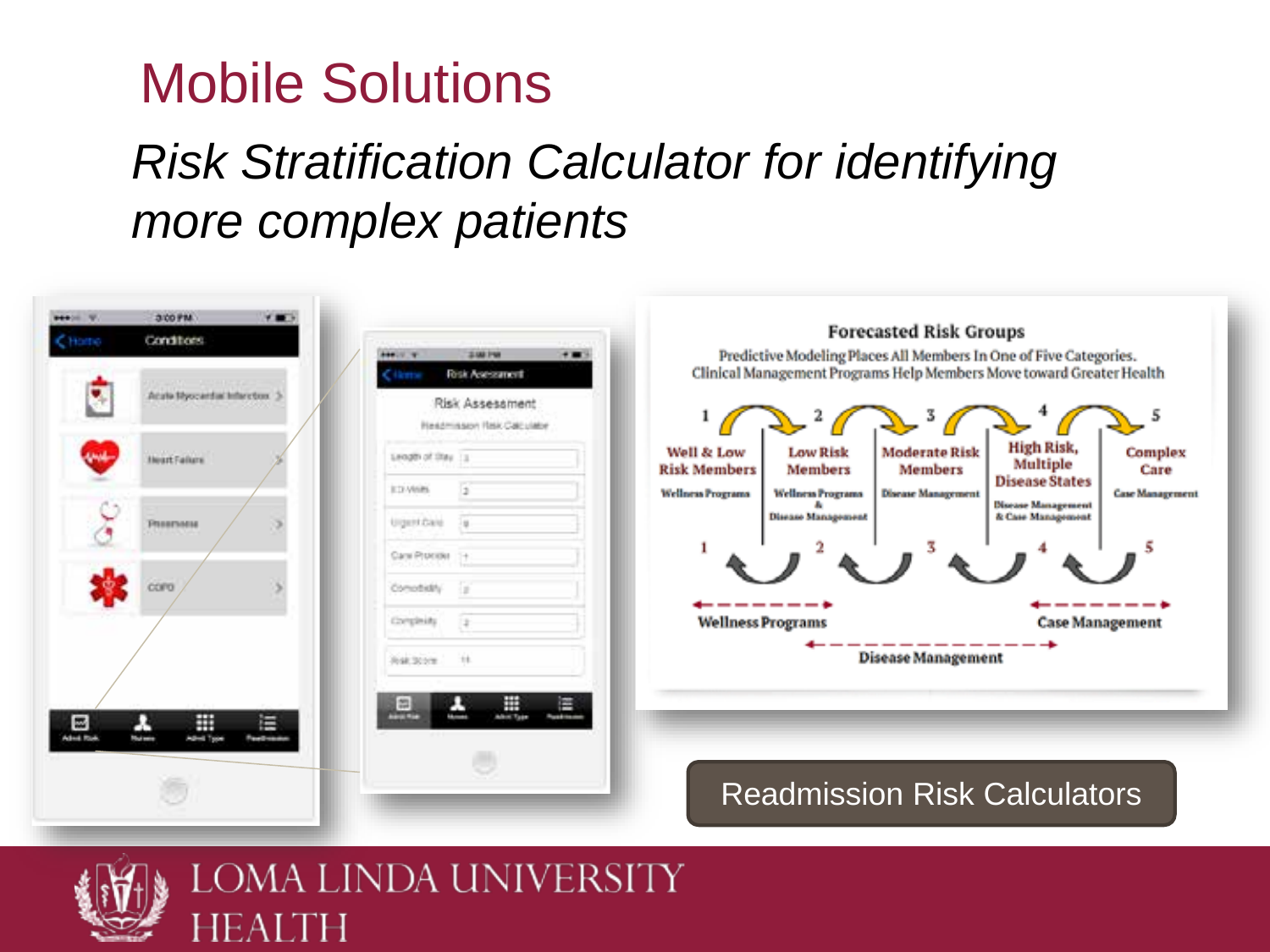# Mobile Solutions

*Risk Stratification Calculator for identifying more complex patients*

**Forecasted Risk Groups**

Predictive Modeling Places All Members In One of Five Categories. Clinical Management Programs Help Members Move toward Greater Health

| 1 | 2 | 3 | 4 | 5 |
|---|---|---|---|---|
| **Well & Low Risk Members** | **Low Risk Members** | **Moderate Risk Members** | **High Risk, Multiple Disease States** | **Complex Care** |
| Wellness Programs | Wellness Programs & Disease Management | Disease Management | Disease Management & Case Management | Case Management |

Wellness Programs — Case Management — Disease Management

Readmission Risk Calculators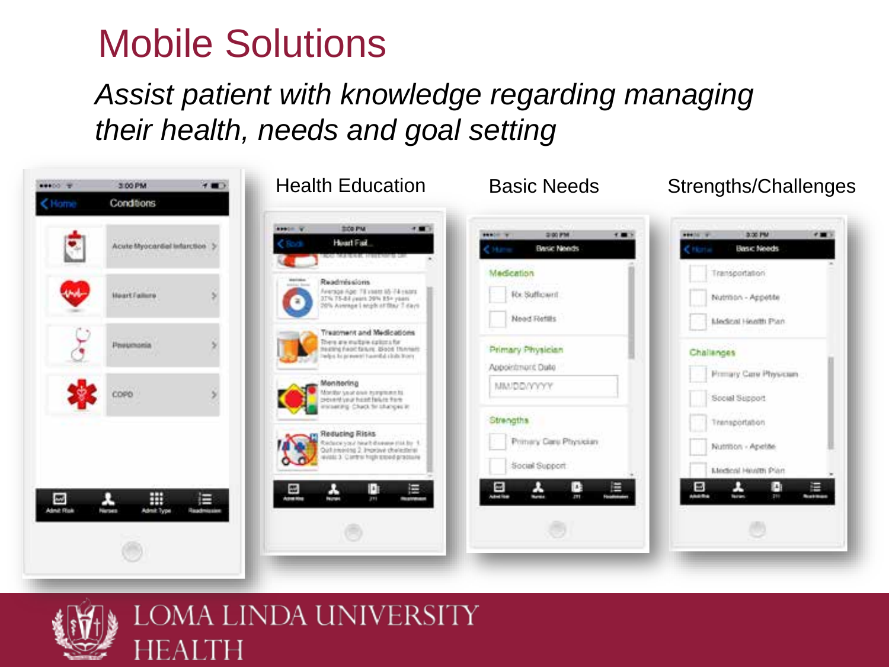# Mobile Solutions

*Assist patient with knowledge regarding managing their health, needs and goal setting*

Health Education

Basic Needs

Strengths/Challenges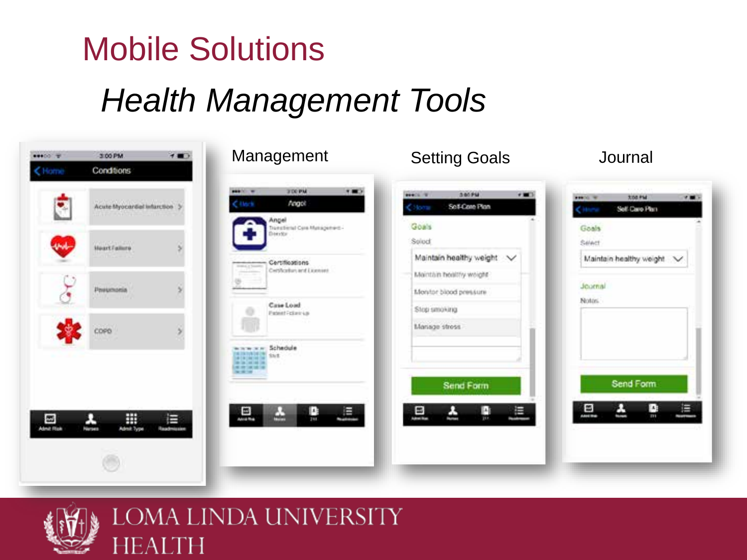# Mobile Solutions

## *Health Management Tools*

Management

Setting Goals

Journal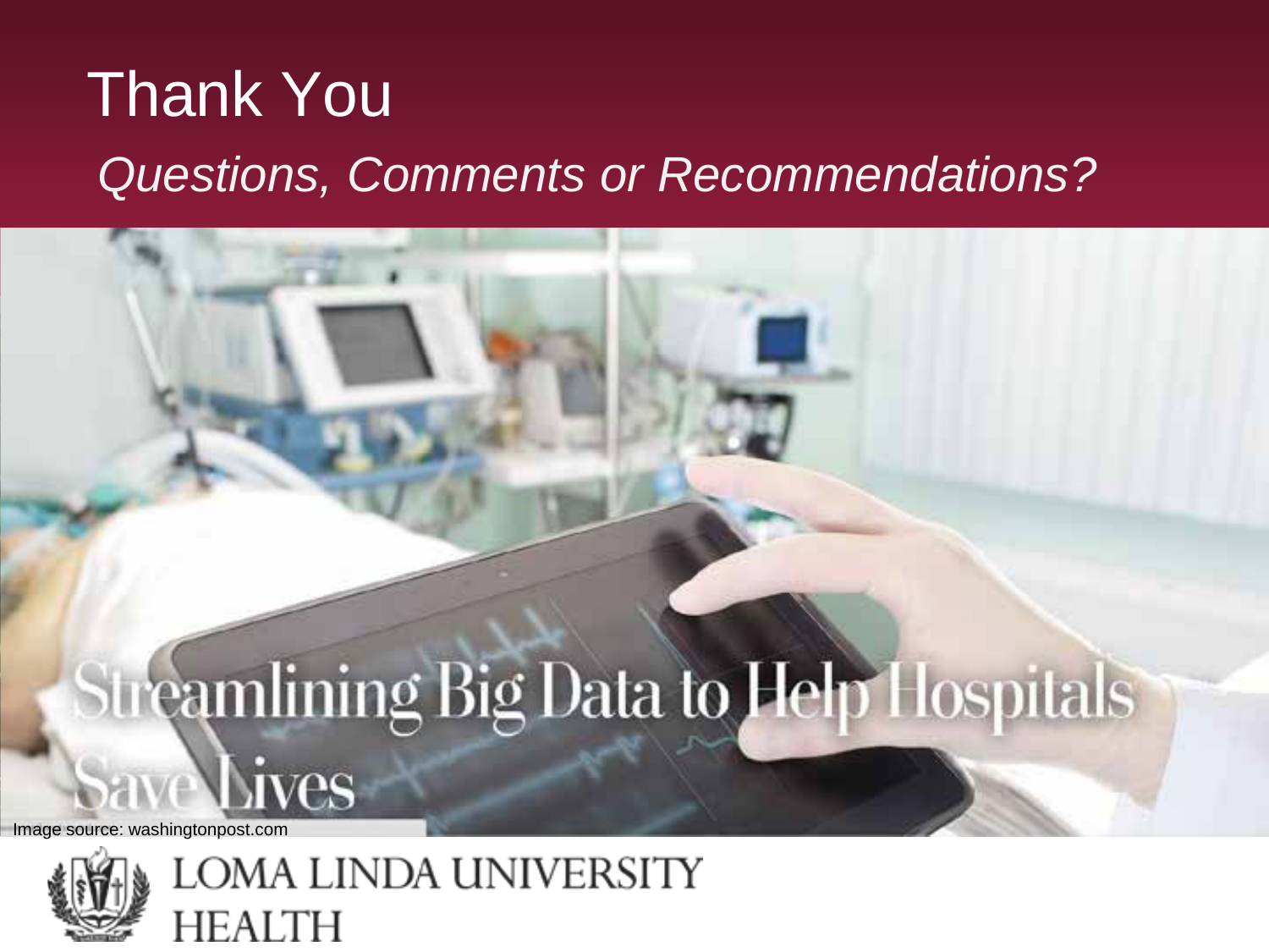# Thank You

*Questions, Comments or Recommendations?*

Streamlining Big Data to Help Hospitals Save Lives

Image source: washingtonpost.com

LOMA LINDA UNIVERSITY HEALTH